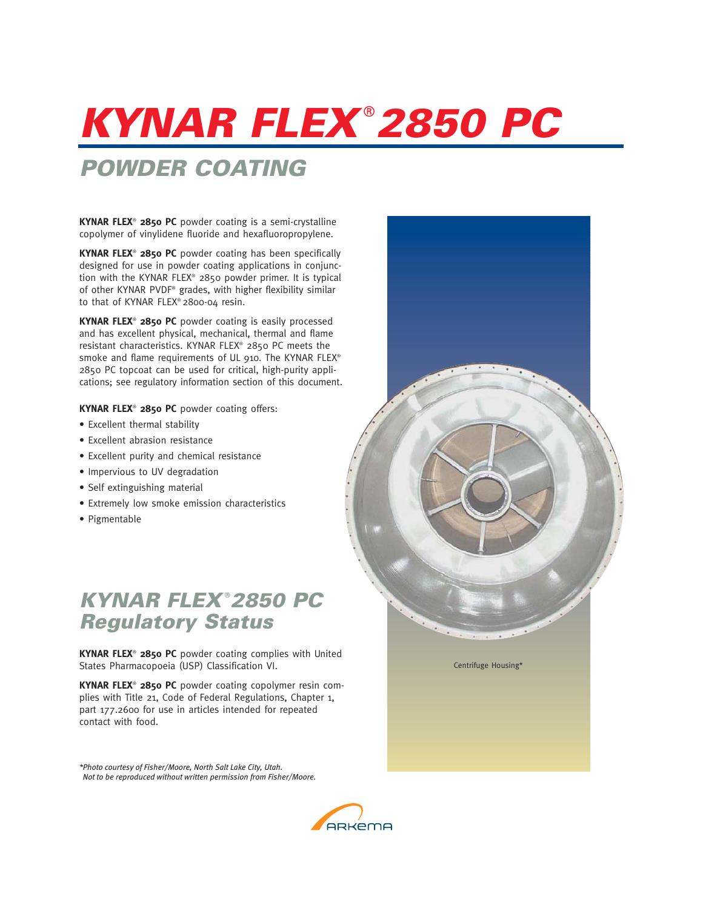# KYNAR FLEX® 2850 PC

## POWDER COATING

**KYNAR FLEX® 2850 PC** powder coating is a semi-crystalline copolymer of vinylidene fluoride and hexafluoropropylene.

**KYNAR FLEX® 2850 PC** powder coating has been specifically designed for use in powder coating applications in conjunction with the KYNAR FLEX® 2850 powder primer. It is typical of other KYNAR PVDF® grades, with higher flexibility similar to that of KYNAR FLEX® 2800-04 resin.

**KYNAR FLEX® 2850 PC** powder coating is easily processed and has excellent physical, mechanical, thermal and flame resistant characteristics. KYNAR FLEX® 2850 PC meets the smoke and flame requirements of UL 910. The KYNAR FLEX® 2850 PC topcoat can be used for critical, high-purity applications; see regulatory information section of this document.

**KYNAR FLEX® 2850 PC** powder coating offers:

- Excellent thermal stability
- Excellent abrasion resistance
- Excellent purity and chemical resistance
- Impervious to UV degradation
- Self extinguishing material
- Extremely low smoke emission characteristics
- Pigmentable

Centrifuge Housing*

## KYNAR FLEX® 2850 PC Regulatory Status

**KYNAR FLEX® 2850 PC** powder coating complies with United States Pharmacopoeia (USP) Classification VI.

**KYNAR FLEX® 2850 PC** powder coating copolymer resin complies with Title 21, Code of Federal Regulations, Chapter 1, part 177.2600 for use in articles intended for repeated contact with food.

*\*Photo courtesy of Fisher/Moore, North Salt Lake City, Utah. Not to be reproduced without written permission from Fisher/Moore.*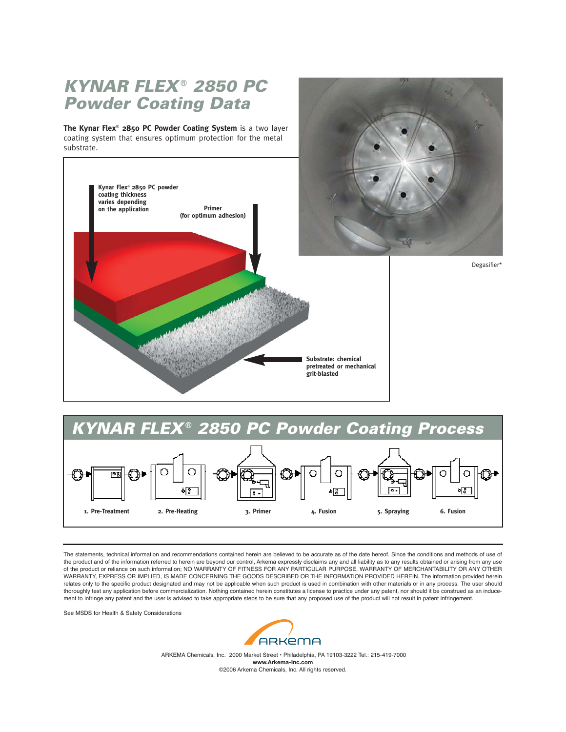# *KYNAR FLEX® 2850 PC Powder Coating Data*

**The Kynar Flex® 2850 PC Powder Coating System** is a two layer coating system that ensures optimum protection for the metal substrate.

Kynar Flex® 2850 PC powder coating thickness varies depending on the application

Primer (for optimum adhesion)

Substrate: chemical pretreated or mechanical grit-blasted

Degasifier*

## *KYNAR FLEX® 2850 PC Powder Coating Process*

1. Pre-Treatment
2. Pre-Heating
3. Primer
4. Fusion
5. Spraying
6. Fusion

The statements, technical information and recommendations contained herein are believed to be accurate as of the date hereof. Since the conditions and methods of use of the product and of the information referred to herein are beyond our control, Arkema expressly disclaims any and all liability as to any results obtained or arising from any use of the product or reliance on such information; NO WARRANTY OF FITNESS FOR ANY PARTICULAR PURPOSE, WARRANTY OF MERCHANTABILITY OR ANY OTHER WARRANTY, EXPRESS OR IMPLIED, IS MADE CONCERNING THE GOODS DESCRIBED OR THE INFORMATION PROVIDED HEREIN. The information provided herein relates only to the specific product designated and may not be applicable when such product is used in combination with other materials or in any process. The user should thoroughly test any application before commercialization. Nothing contained herein constitutes a license to practice under any patent, nor should it be construed as an inducement to infringe any patent and the user is advised to take appropriate steps to be sure that any proposed use of the product will not result in patent infringement.

See MSDS for Health & Safety Considerations

ARKEMA

ARKEMA Chemicals, Inc. 2000 Market Street • Philadelphia, PA 19103-3222 Tel.: 215-419-7000
**www.Arkema-Inc.com**
©2006 Arkema Chemicals, Inc. All rights reserved.